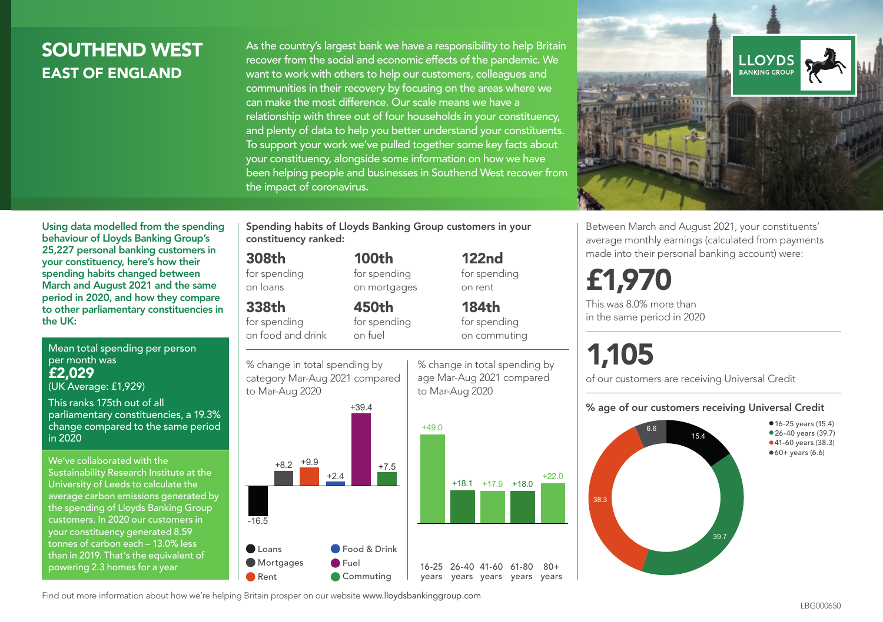# SOUTHEND WEST

## EAST OF ENGLAND

As the country's largest bank we have a responsibility to help Britain recover from the social and economic effects of the pandemic. We want to work with others to help our customers, colleagues and communities in their recovery by focusing on the areas where we can make the most difference. Our scale means we have a relationship with three out of four households in your constituency, and plenty of data to help you better understand your constituents. To support your work we've pulled together some key facts about your constituency, alongside some information on how we have been helping people and businesses in Southend West recover from the impact of coronavirus.

LLOYDS BANKING GROUP

**Using data modelled from the spending behaviour of Lloyds Banking Group's 25,227 personal banking customers in your constituency, here's how their spending habits changed between March and August 2021 and the same period in 2020, and how they compare to other parliamentary constituencies in the UK:**

Mean total spending per person per month was
**£2,029**
(UK Average: £1,929)

This ranks 175th out of all parliamentary constituencies, a 19.3% change compared to the same period in 2020

We've collaborated with the Sustainability Research Institute at the University of Leeds to calculate the average carbon emissions generated by the spending of Lloyds Banking Group customers. In 2020 our customers in your constituency generated 8.59 tonnes of carbon each – 13.0% less than in 2019. That's the equivalent of powering 2.3 homes for a year

**Spending habits of Lloyds Banking Group customers in your constituency ranked:**

| | | |
|---|---|---|
| **308th** for spending on loans | **100th** for spending on mortgages | **122nd** for spending on rent |
| **338th** for spending on food and drink | **450th** for spending on fuel | **184th** for spending on commuting |

% change in total spending by category Mar-Aug 2021 compared to Mar-Aug 2020

| Category | % change |
|---|---|
| Loans | -16.5 |
| Mortgages | +8.2 |
| Rent | +9.9 |
| Food & Drink | +2.4 |
| Fuel | +39.4 |
| Commuting | +7.5 |

% change in total spending by age Mar-Aug 2021 compared to Mar-Aug 2020

| Age | % change |
|---|---|
| 16-25 years | +49.0 |
| 26-40 years | +18.1 |
| 41-60 years | +17.9 |
| 61-80 years | +18.0 |
| 80+ years | +22.0 |

Between March and August 2021, your constituents' average monthly earnings (calculated from payments made into their personal banking account) were:

**£1,970**

This was 8.0% more than in the same period in 2020

**1,105**

of our customers are receiving Universal Credit

**% age of our customers receiving Universal Credit**

| Age | % |
|---|---|
| 16-25 years | 15.4 |
| 26-40 years | 39.7 |
| 41-60 years | 38.3 |
| 60+ years | 6.6 |

Find out more information about how we're helping Britain prosper on our website www.lloydsbankinggroup.com

LBG000650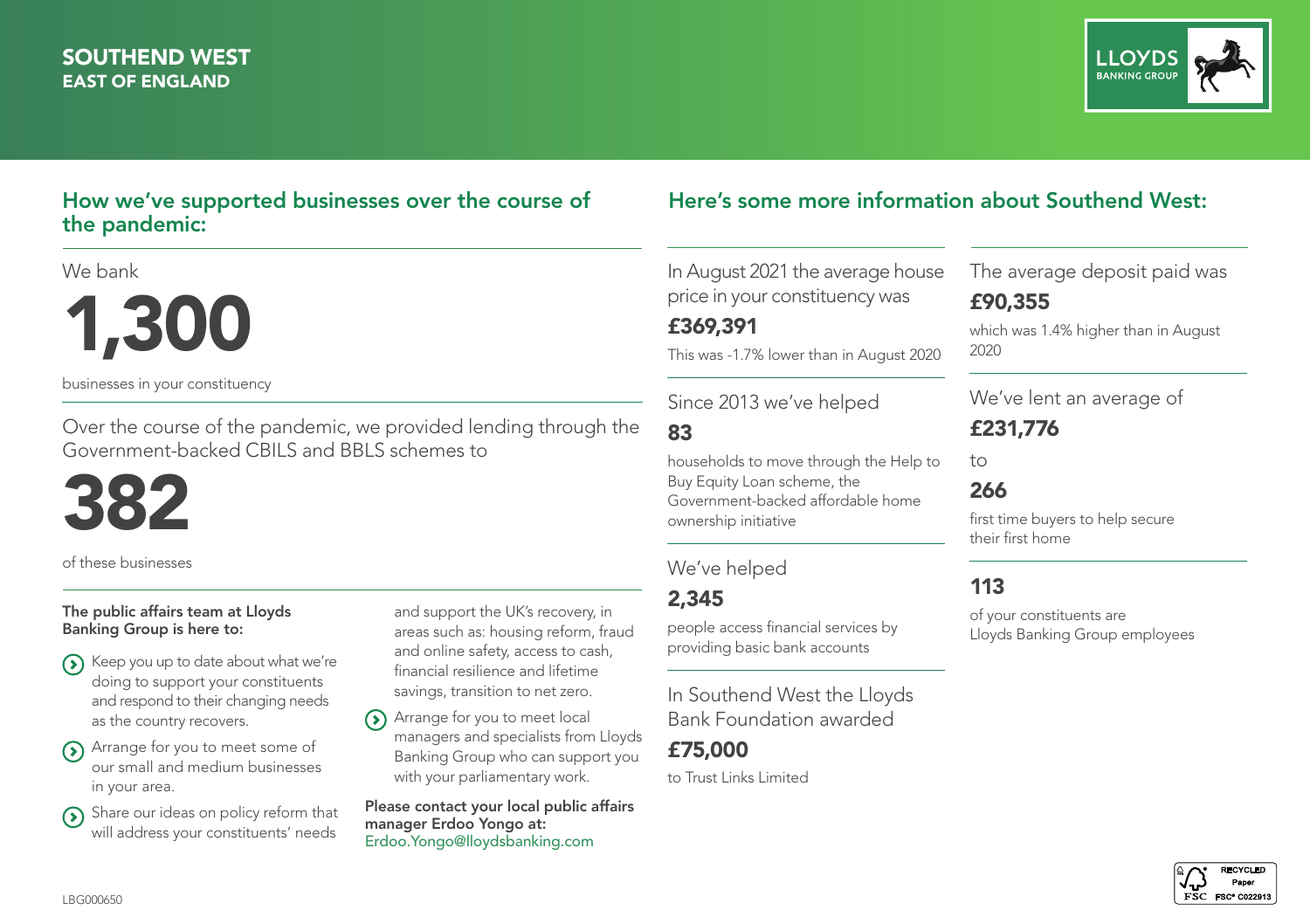# SOUTHEND WEST
## EAST OF ENGLAND

LLOYDS BANKING GROUP

## How we've supported businesses over the course of the pandemic:

We bank

**1,300**

businesses in your constituency

Over the course of the pandemic, we provided lending through the Government-backed CBILS and BBLS schemes to

**382**

of these businesses

**The public affairs team at Lloyds Banking Group is here to:**

- Keep you up to date about what we're doing to support your constituents and respond to their changing needs as the country recovers.
- Arrange for you to meet some of our small and medium businesses in your area.
- Share our ideas on policy reform that will address your constituents' needs and support the UK's recovery, in areas such as: housing reform, fraud and online safety, access to cash, financial resilience and lifetime savings, transition to net zero.
- Arrange for you to meet local managers and specialists from Lloyds Banking Group who can support you with your parliamentary work.

**Please contact your local public affairs manager Erdoo Yongo at:**
Erdoo.Yongo@lloydsbanking.com

## Here's some more information about Southend West:

In August 2021 the average house price in your constituency was

**£369,391**

This was -1.7% lower than in August 2020

The average deposit paid was

**£90,355**

which was 1.4% higher than in August 2020

Since 2013 we've helped

**83**

households to move through the Help to Buy Equity Loan scheme, the Government-backed affordable home ownership initiative

We've lent an average of

**£231,776**

to

**266**

first time buyers to help secure their first home

We've helped

**2,345**

people access financial services by providing basic bank accounts

**113**

of your constituents are Lloyds Banking Group employees

In Southend West the Lloyds Bank Foundation awarded

**£75,000**

to Trust Links Limited

LBG000650